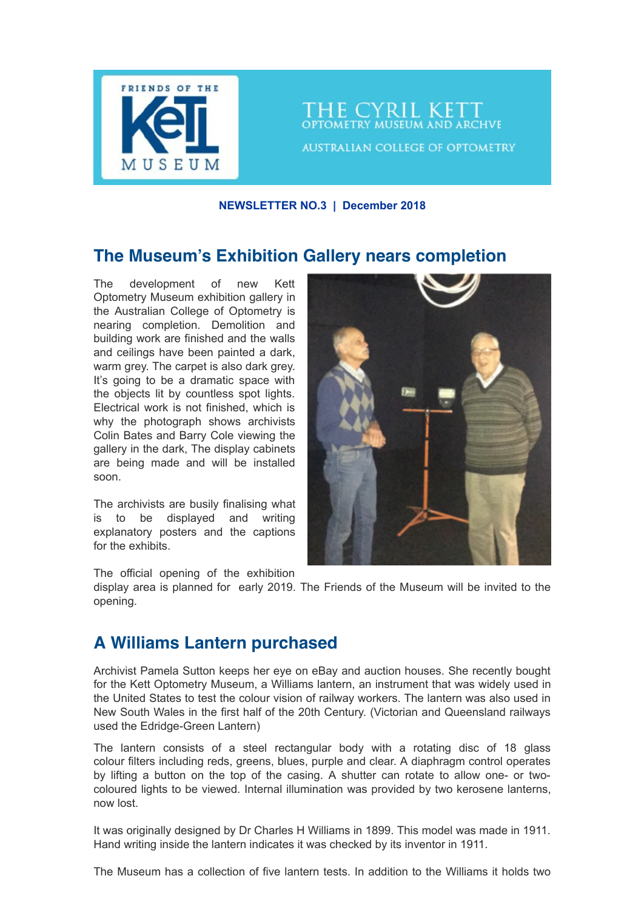FRIENDS OF THE KeTT MUSEUM

THE CYRIL KETT
OPTOMETRY MUSEUM AND ARCHVE

AUSTRALIAN COLLEGE OF OPTOMETRY

**NEWSLETTER NO.3 | December 2018**

## The Museum's Exhibition Gallery nears completion

The development of new Kett Optometry Museum exhibition gallery in the Australian College of Optometry is nearing completion. Demolition and building work are finished and the walls and ceilings have been painted a dark, warm grey. The carpet is also dark grey. It's going to be a dramatic space with the objects lit by countless spot lights. Electrical work is not finished, which is why the photograph shows archivists Colin Bates and Barry Cole viewing the gallery in the dark, The display cabinets are being made and will be installed soon.

The archivists are busily finalising what is to be displayed and writing explanatory posters and the captions for the exhibits.

The official opening of the exhibition display area is planned for early 2019. The Friends of the Museum will be invited to the opening.

## A Williams Lantern purchased

Archivist Pamela Sutton keeps her eye on eBay and auction houses. She recently bought for the Kett Optometry Museum, a Williams lantern, an instrument that was widely used in the United States to test the colour vision of railway workers. The lantern was also used in New South Wales in the first half of the 20th Century. (Victorian and Queensland railways used the Edridge-Green Lantern)

The lantern consists of a steel rectangular body with a rotating disc of 18 glass colour filters including reds, greens, blues, purple and clear. A diaphragm control operates by lifting a button on the top of the casing. A shutter can rotate to allow one- or two-coloured lights to be viewed. Internal illumination was provided by two kerosene lanterns, now lost.

It was originally designed by Dr Charles H Williams in 1899. This model was made in 1911. Hand writing inside the lantern indicates it was checked by its inventor in 1911.

The Museum has a collection of five lantern tests. In addition to the Williams it holds two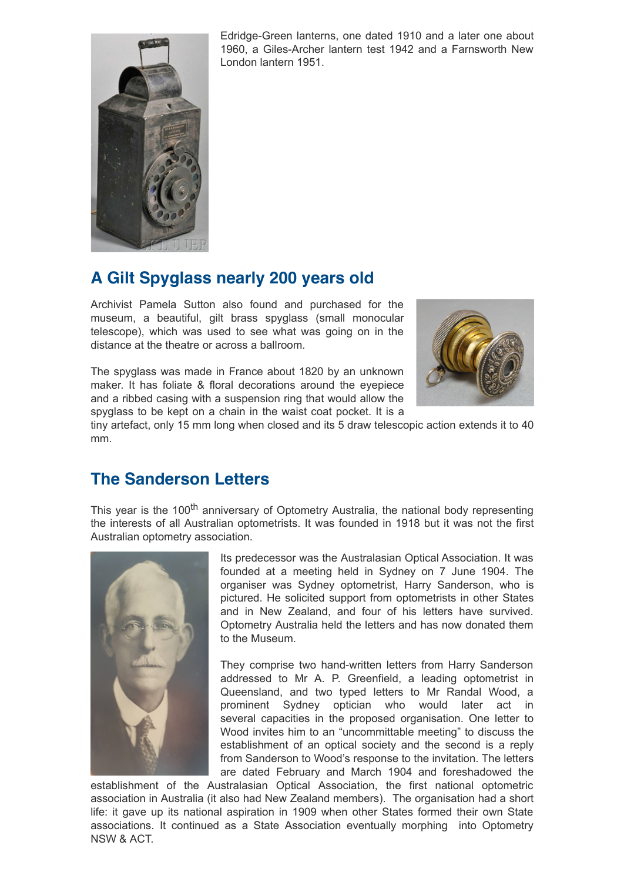Edridge-Green lanterns, one dated 1910 and a later one about 1960, a Giles-Archer lantern test 1942 and a Farnsworth New London lantern 1951.

## A Gilt Spyglass nearly 200 years old

Archivist Pamela Sutton also found and purchased for the museum, a beautiful, gilt brass spyglass (small monocular telescope), which was used to see what was going on in the distance at the theatre or across a ballroom.

The spyglass was made in France about 1820 by an unknown maker. It has foliate & floral decorations around the eyepiece and a ribbed casing with a suspension ring that would allow the spyglass to be kept on a chain in the waist coat pocket. It is a tiny artefact, only 15 mm long when closed and its 5 draw telescopic action extends it to 40 mm.

## The Sanderson Letters

This year is the 100th anniversary of Optometry Australia, the national body representing the interests of all Australian optometrists. It was founded in 1918 but it was not the first Australian optometry association.

Its predecessor was the Australasian Optical Association. It was founded at a meeting held in Sydney on 7 June 1904. The organiser was Sydney optometrist, Harry Sanderson, who is pictured. He solicited support from optometrists in other States and in New Zealand, and four of his letters have survived. Optometry Australia held the letters and has now donated them to the Museum.

They comprise two hand-written letters from Harry Sanderson addressed to Mr A. P. Greenfield, a leading optometrist in Queensland, and two typed letters to Mr Randal Wood, a prominent Sydney optician who would later act in several capacities in the proposed organisation. One letter to Wood invites him to an "uncommittable meeting" to discuss the establishment of an optical society and the second is a reply from Sanderson to Wood's response to the invitation. The letters are dated February and March 1904 and foreshadowed the establishment of the Australasian Optical Association, the first national optometric association in Australia (it also had New Zealand members). The organisation had a short life: it gave up its national aspiration in 1909 when other States formed their own State associations. It continued as a State Association eventually morphing into Optometry NSW & ACT.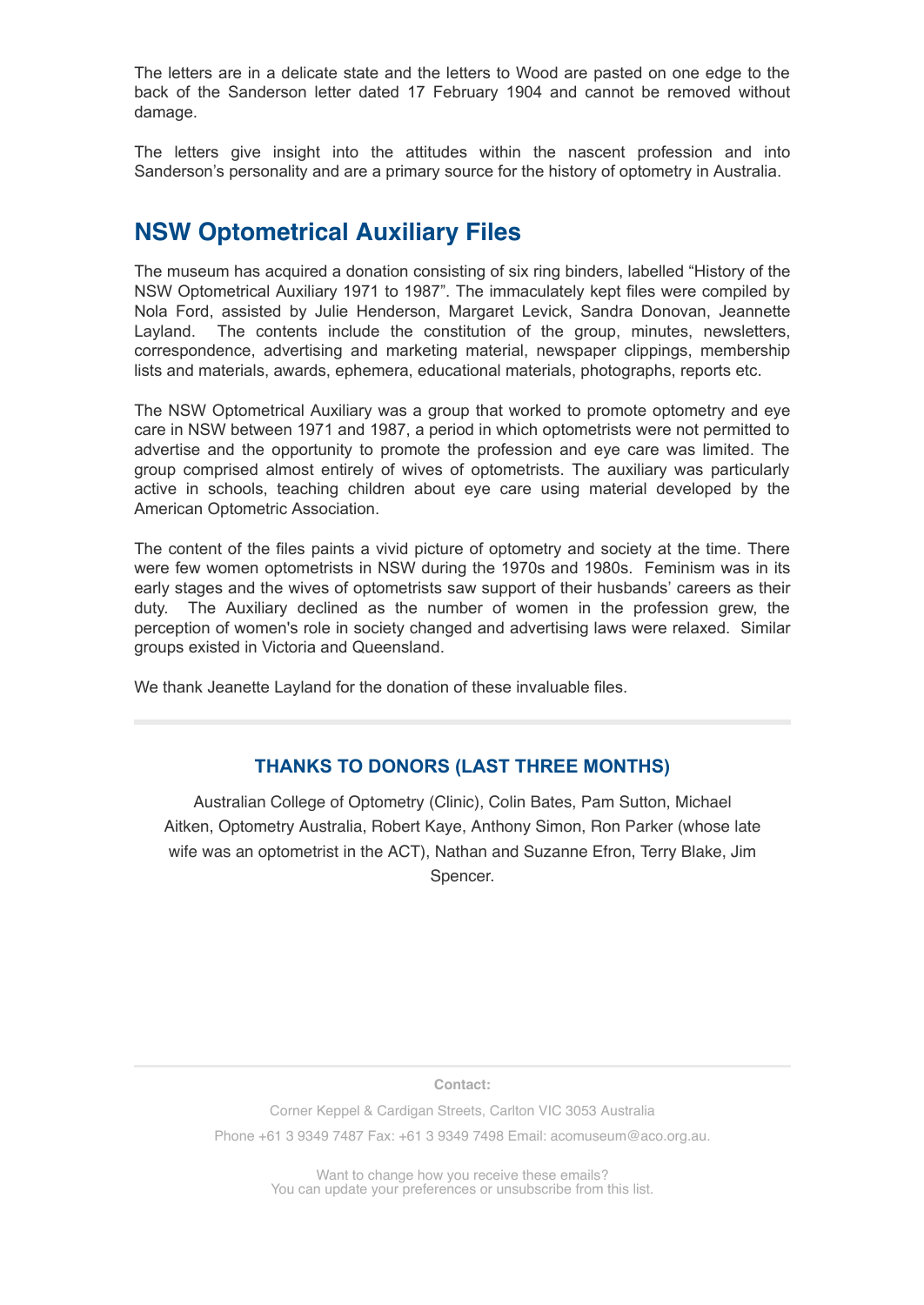The letters are in a delicate state and the letters to Wood are pasted on one edge to the back of the Sanderson letter dated 17 February 1904 and cannot be removed without damage.

The letters give insight into the attitudes within the nascent profession and into Sanderson's personality and are a primary source for the history of optometry in Australia.

## NSW Optometrical Auxiliary Files

The museum has acquired a donation consisting of six ring binders, labelled "History of the NSW Optometrical Auxiliary 1971 to 1987". The immaculately kept files were compiled by Nola Ford, assisted by Julie Henderson, Margaret Levick, Sandra Donovan, Jeannette Layland. The contents include the constitution of the group, minutes, newsletters, correspondence, advertising and marketing material, newspaper clippings, membership lists and materials, awards, ephemera, educational materials, photographs, reports etc.

The NSW Optometrical Auxiliary was a group that worked to promote optometry and eye care in NSW between 1971 and 1987, a period in which optometrists were not permitted to advertise and the opportunity to promote the profession and eye care was limited. The group comprised almost entirely of wives of optometrists. The auxiliary was particularly active in schools, teaching children about eye care using material developed by the American Optometric Association.

The content of the files paints a vivid picture of optometry and society at the time. There were few women optometrists in NSW during the 1970s and 1980s. Feminism was in its early stages and the wives of optometrists saw support of their husbands' careers as their duty. The Auxiliary declined as the number of women in the profession grew, the perception of women's role in society changed and advertising laws were relaxed. Similar groups existed in Victoria and Queensland.

We thank Jeanette Layland for the donation of these invaluable files.

---

### THANKS TO DONORS (LAST THREE MONTHS)

Australian College of Optometry (Clinic), Colin Bates, Pam Sutton, Michael Aitken, Optometry Australia, Robert Kaye, Anthony Simon, Ron Parker (whose late wife was an optometrist in the ACT), Nathan and Suzanne Efron, Terry Blake, Jim Spencer.

---

**Contact:**

Corner Keppel & Cardigan Streets, Carlton VIC 3053 Australia

Phone +61 3 9349 7487 Fax: +61 3 9349 7498 Email: acomuseum@aco.org.au.

Want to change how you receive these emails?
You can update your preferences or unsubscribe from this list.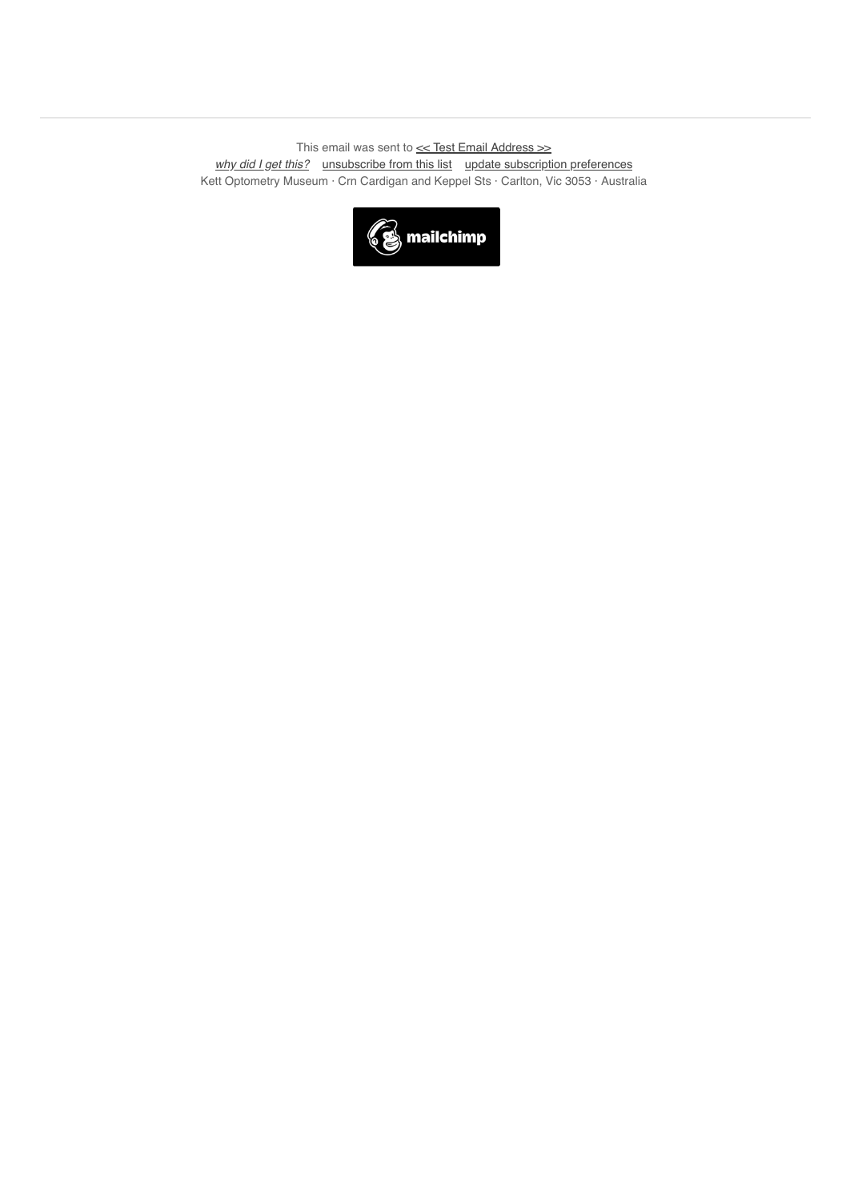---

This email was sent to << Test Email Address >>

*why did I get this?* unsubscribe from this list update subscription preferences

Kett Optometry Museum · Crn Cardigan and Keppel Sts · Carlton, Vic 3053 · Australia